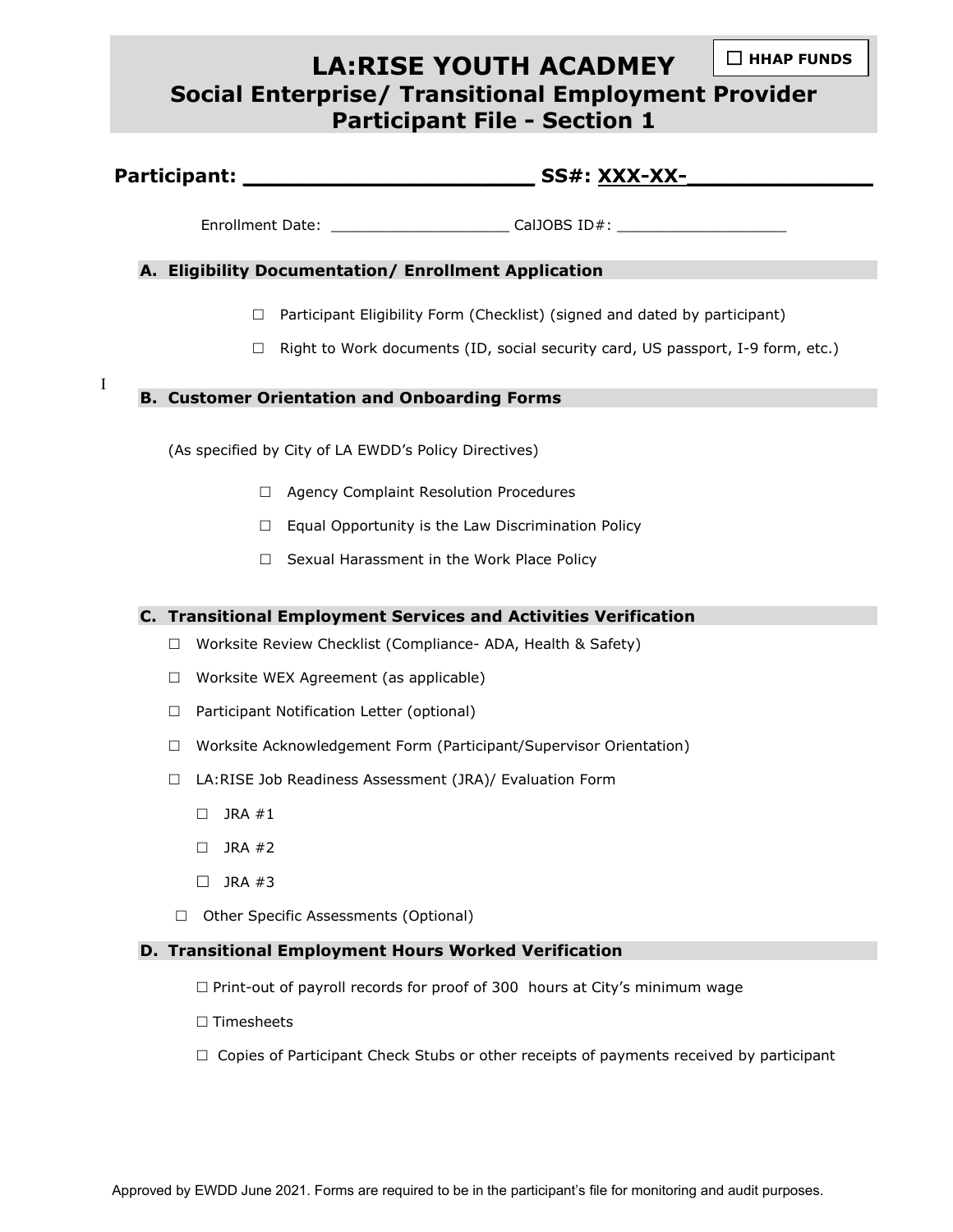☐ **HHAP FUNDS**

# LA:RISE YOUTH ACADMEY
## Social Enterprise/ Transitional Employment Provider
## Participant File - Section 1

**Participant: ______________________ SS#: XXX-XX-______________**

Enrollment Date: ____________________ CalJOBS ID#: ___________________

### A. Eligibility Documentation/ Enrollment Application

- ☐ Participant Eligibility Form (Checklist) (signed and dated by participant)
- ☐ Right to Work documents (ID, social security card, US passport, I-9 form, etc.)

I

### B. Customer Orientation and Onboarding Forms

(As specified by City of LA EWDD's Policy Directives)

- ☐ Agency Complaint Resolution Procedures
- ☐ Equal Opportunity is the Law Discrimination Policy
- ☐ Sexual Harassment in the Work Place Policy

### C. Transitional Employment Services and Activities Verification

- ☐ Worksite Review Checklist (Compliance- ADA, Health & Safety)
- ☐ Worksite WEX Agreement (as applicable)
- ☐ Participant Notification Letter (optional)
- ☐ Worksite Acknowledgement Form (Participant/Supervisor Orientation)
- ☐ LA:RISE Job Readiness Assessment (JRA)/ Evaluation Form
  - ☐ JRA #1
  - ☐ JRA #2
  - ☐ JRA #3
- ☐ Other Specific Assessments (Optional)

### D. Transitional Employment Hours Worked Verification

- ☐ Print-out of payroll records for proof of 300 hours at City's minimum wage
- ☐ Timesheets
- ☐ Copies of Participant Check Stubs or other receipts of payments received by participant

Approved by EWDD June 2021. Forms are required to be in the participant's file for monitoring and audit purposes.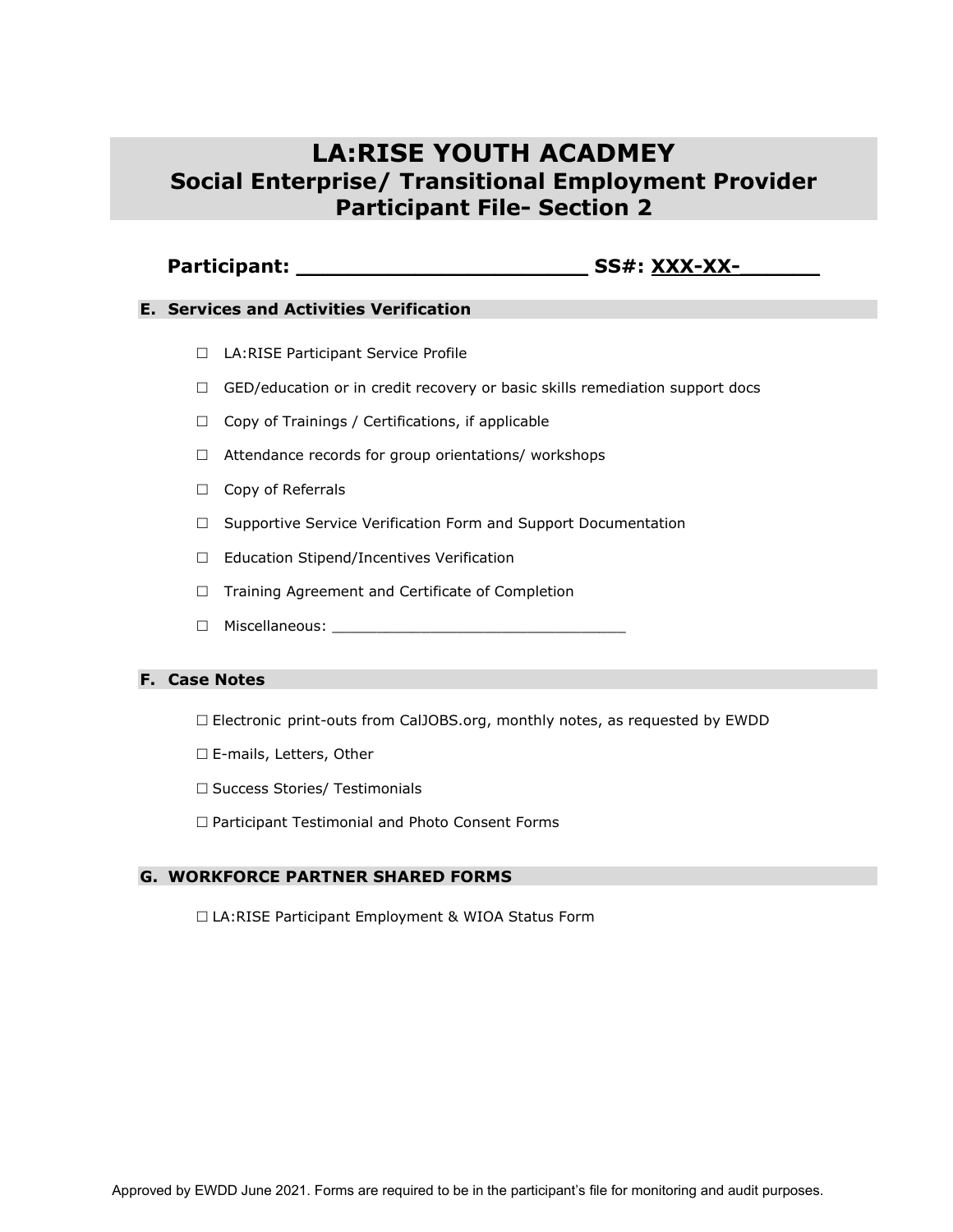# LA:RISE YOUTH ACADMEY
## Social Enterprise/ Transitional Employment Provider
## Participant File- Section 2

**Participant: ______________________ SS#: XXX-XX-______**

### E. Services and Activities Verification

- ☐ LA:RISE Participant Service Profile
- ☐ GED/education or in credit recovery or basic skills remediation support docs
- ☐ Copy of Trainings / Certifications, if applicable
- ☐ Attendance records for group orientations/ workshops
- ☐ Copy of Referrals
- ☐ Supportive Service Verification Form and Support Documentation
- ☐ Education Stipend/Incentives Verification
- ☐ Training Agreement and Certificate of Completion
- ☐ Miscellaneous: ________________________________

### F. Case Notes

- ☐ Electronic print-outs from CalJOBS.org, monthly notes, as requested by EWDD
- ☐ E-mails, Letters, Other
- ☐ Success Stories/ Testimonials
- ☐ Participant Testimonial and Photo Consent Forms

### G. WORKFORCE PARTNER SHARED FORMS

- ☐ LA:RISE Participant Employment & WIOA Status Form

Approved by EWDD June 2021. Forms are required to be in the participant's file for monitoring and audit purposes.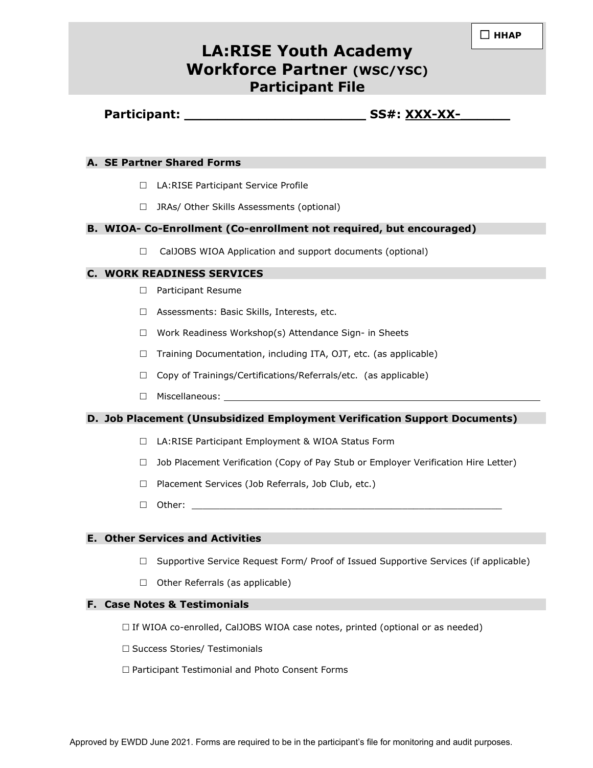☐ **HHAP**

# LA:RISE Youth Academy
# Workforce Partner (WSC/YSC)
## Participant File

**Participant: ______________________ SS#: XXX-XX-______**

### A. SE Partner Shared Forms

- ☐ LA:RISE Participant Service Profile
- ☐ JRAs/ Other Skills Assessments (optional)

### B. WIOA- Co-Enrollment (Co-enrollment not required, but encouraged)

- ☐ CalJOBS WIOA Application and support documents (optional)

### C. WORK READINESS SERVICES

- ☐ Participant Resume
- ☐ Assessments: Basic Skills, Interests, etc.
- ☐ Work Readiness Workshop(s) Attendance Sign- in Sheets
- ☐ Training Documentation, including ITA, OJT, etc. (as applicable)
- ☐ Copy of Trainings/Certifications/Referrals/etc. (as applicable)
- ☐ Miscellaneous: ____________________________________________

### D. Job Placement (Unsubsidized Employment Verification Support Documents)

- ☐ LA:RISE Participant Employment & WIOA Status Form
- ☐ Job Placement Verification (Copy of Pay Stub or Employer Verification Hire Letter)
- ☐ Placement Services (Job Referrals, Job Club, etc.)
- ☐ Other: ____________________________________________

### E. Other Services and Activities

- ☐ Supportive Service Request Form/ Proof of Issued Supportive Services (if applicable)
- ☐ Other Referrals (as applicable)

### F. Case Notes & Testimonials

- ☐ If WIOA co-enrolled, CalJOBS WIOA case notes, printed (optional or as needed)
- ☐ Success Stories/ Testimonials
- ☐ Participant Testimonial and Photo Consent Forms

Approved by EWDD June 2021. Forms are required to be in the participant's file for monitoring and audit purposes.